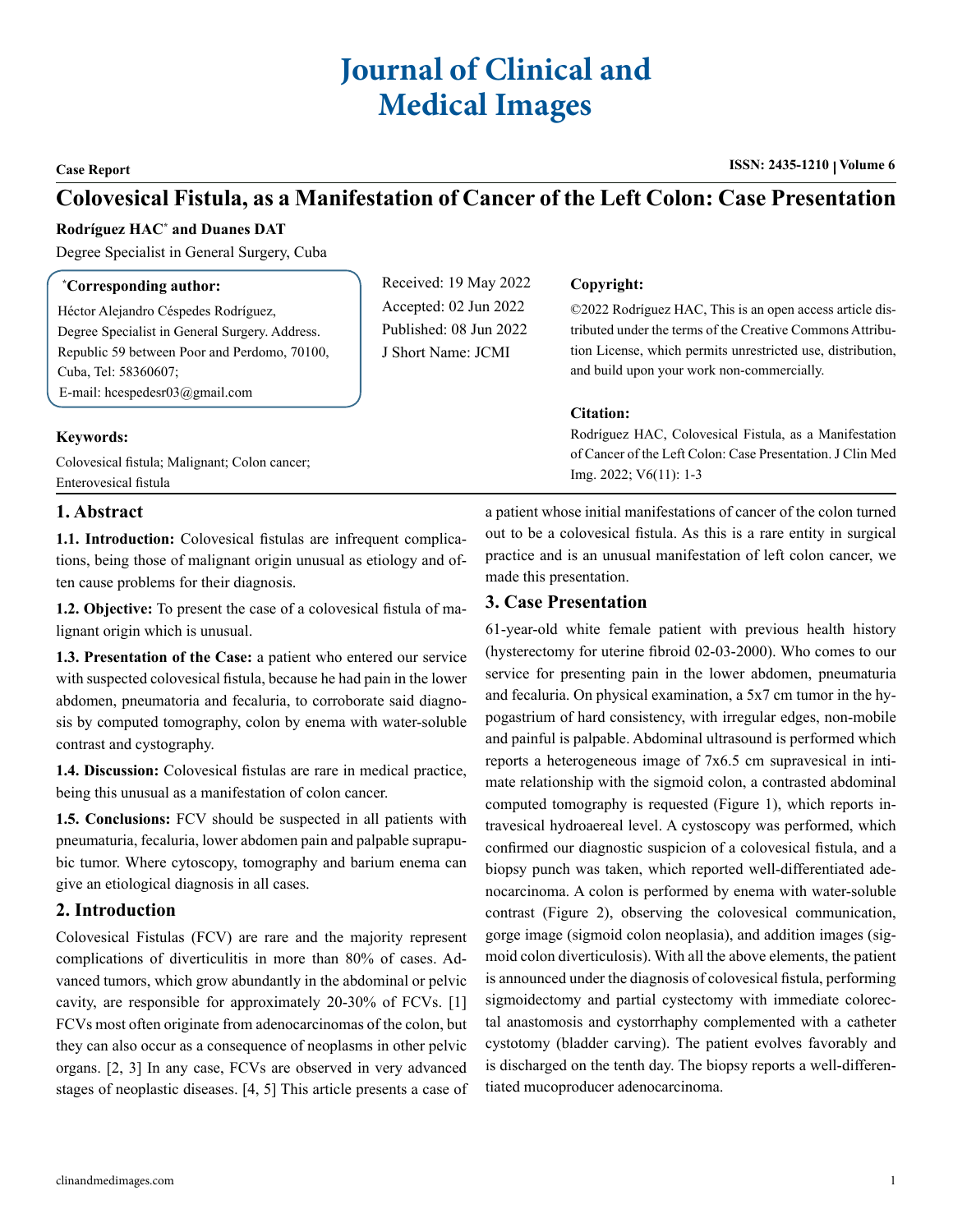# Journal of Clinical and Medical Images

**Case Report**

**ISSN: 2435-1210 | Volume 6**

# Colovesical Fistula, as a Manifestation of Cancer of the Left Colon: Case Presentation

**Rodríguez HAC[*] and Duanes DAT**

Degree Specialist in General Surgery, Cuba

**[*]Corresponding author:**

Héctor Alejandro Céspedes Rodríguez,
Degree Specialist in General Surgery. Address. Republic 59 between Poor and Perdomo, 70100, Cuba, Tel: 58360607;
E-mail: hcespedesr03@gmail.com

Received: 19 May 2022
Accepted: 02 Jun 2022
Published: 08 Jun 2022
J Short Name: JCMI

**Copyright:**

©2022 Rodríguez HAC, This is an open access article distributed under the terms of the Creative Commons Attribution License, which permits unrestricted use, distribution, and build upon your work non-commercially.

**Citation:**

Rodríguez HAC, Colovesical Fistula, as a Manifestation of Cancer of the Left Colon: Case Presentation. J Clin Med Img. 2022; V6(11): 1-3

**Keywords:**

Colovesical fistula; Malignant; Colon cancer; Enterovesical fistula

## 1. Abstract

**1.1. Introduction:** Colovesical fistulas are infrequent complications, being those of malignant origin unusual as etiology and often cause problems for their diagnosis.

**1.2. Objective:** To present the case of a colovesical fistula of malignant origin which is unusual.

**1.3. Presentation of the Case:** a patient who entered our service with suspected colovesical fistula, because he had pain in the lower abdomen, pneumatoria and fecaluria, to corroborate said diagnosis by computed tomography, colon by enema with water-soluble contrast and cystography.

**1.4. Discussion:** Colovesical fistulas are rare in medical practice, being this unusual as a manifestation of colon cancer.

**1.5. Conclusions:** FCV should be suspected in all patients with pneumaturia, fecaluria, lower abdomen pain and palpable suprapubic tumor. Where cytoscopy, tomography and barium enema can give an etiological diagnosis in all cases.

## 2. Introduction

Colovesical Fistulas (FCV) are rare and the majority represent complications of diverticulitis in more than 80% of cases. Advanced tumors, which grow abundantly in the abdominal or pelvic cavity, are responsible for approximately 20-30% of FCVs. [1] FCVs most often originate from adenocarcinomas of the colon, but they can also occur as a consequence of neoplasms in other pelvic organs. [2, 3] In any case, FCVs are observed in very advanced stages of neoplastic diseases. [4, 5] This article presents a case of a patient whose initial manifestations of cancer of the colon turned out to be a colovesical fistula. As this is a rare entity in surgical practice and is an unusual manifestation of left colon cancer, we made this presentation.

## 3. Case Presentation

61-year-old white female patient with previous health history (hysterectomy for uterine fibroid 02-03-2000). Who comes to our service for presenting pain in the lower abdomen, pneumaturia and fecaluria. On physical examination, a 5x7 cm tumor in the hypogastrium of hard consistency, with irregular edges, non-mobile and painful is palpable. Abdominal ultrasound is performed which reports a heterogeneous image of 7x6.5 cm supravesical in intimate relationship with the sigmoid colon, a contrasted abdominal computed tomography is requested (Figure 1), which reports intravesical hydroaereal level. A cystoscopy was performed, which confirmed our diagnostic suspicion of a colovesical fistula, and a biopsy punch was taken, which reported well-differentiated adenocarcinoma. A colon is performed by enema with water-soluble contrast (Figure 2), observing the colovesical communication, gorge image (sigmoid colon neoplasia), and addition images (sigmoid colon diverticulosis). With all the above elements, the patient is announced under the diagnosis of colovesical fistula, performing sigmoidectomy and partial cystectomy with immediate colorectal anastomosis and cystorrhaphy complemented with a catheter cystotomy (bladder carving). The patient evolves favorably and is discharged on the tenth day. The biopsy reports a well-differentiated mucoproducer adenocarcinoma.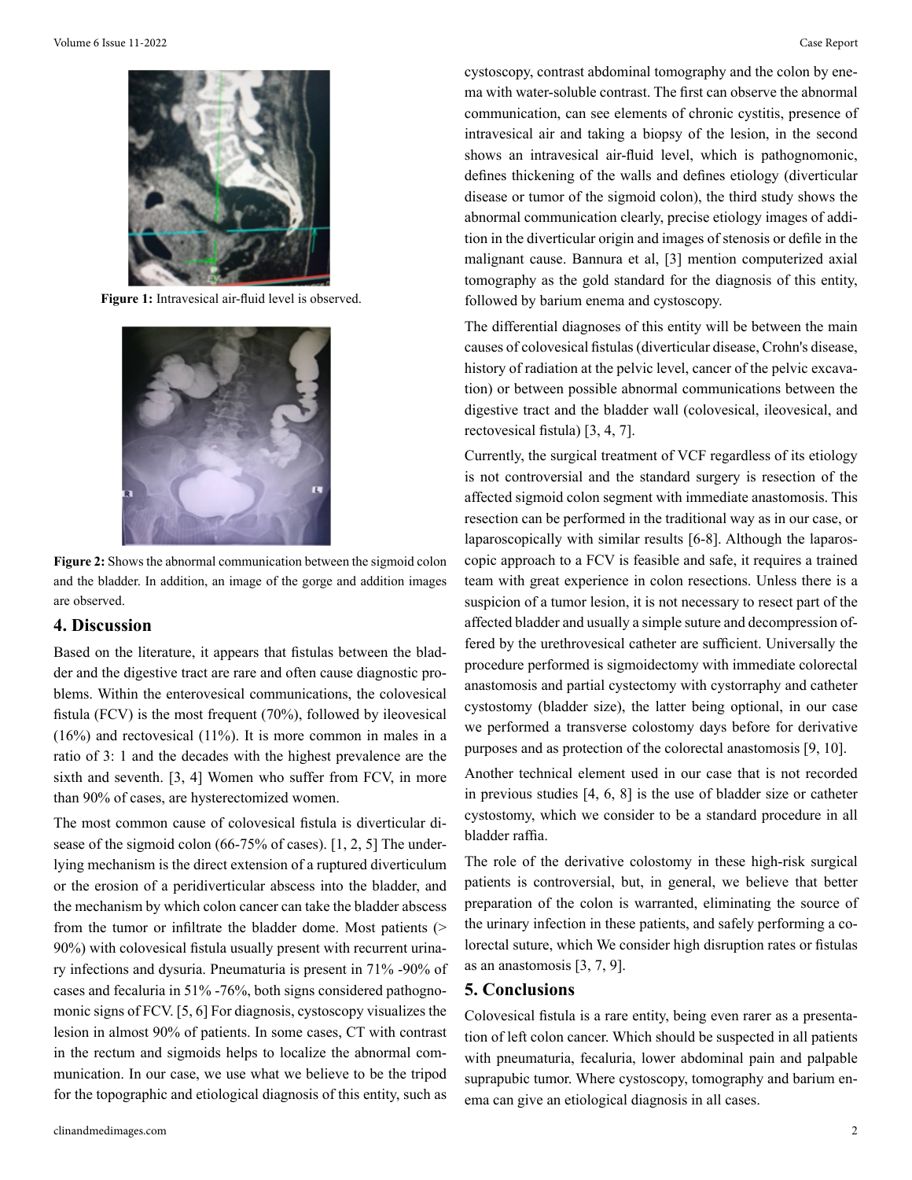Figure 1: Intravesical air-fluid level is observed.

Figure 2: Shows the abnormal communication between the sigmoid colon and the bladder. In addition, an image of the gorge and addition images are observed.

## 4. Discussion

Based on the literature, it appears that fistulas between the bladder and the digestive tract are rare and often cause diagnostic problems. Within the enterovesical communications, the colovesical fistula (FCV) is the most frequent (70%), followed by ileovesical (16%) and rectovesical (11%). It is more common in males in a ratio of 3: 1 and the decades with the highest prevalence are the sixth and seventh. [3, 4] Women who suffer from FCV, in more than 90% of cases, are hysterectomized women.

The most common cause of colovesical fistula is diverticular disease of the sigmoid colon (66-75% of cases). [1, 2, 5] The underlying mechanism is the direct extension of a ruptured diverticulum or the erosion of a peridiverticular abscess into the bladder, and the mechanism by which colon cancer can take the bladder abscess from the tumor or infiltrate the bladder dome. Most patients (> 90%) with colovesical fistula usually present with recurrent urinary infections and dysuria. Pneumaturia is present in 71% -90% of cases and fecaluria in 51% -76%, both signs considered pathognomonic signs of FCV. [5, 6] For diagnosis, cystoscopy visualizes the lesion in almost 90% of patients. In some cases, CT with contrast in the rectum and sigmoids helps to localize the abnormal communication. In our case, we use what we believe to be the tripod for the topographic and etiological diagnosis of this entity, such as cystoscopy, contrast abdominal tomography and the colon by enema with water-soluble contrast. The first can observe the abnormal communication, can see elements of chronic cystitis, presence of intravesical air and taking a biopsy of the lesion, in the second shows an intravesical air-fluid level, which is pathognomonic, defines thickening of the walls and defines etiology (diverticular disease or tumor of the sigmoid colon), the third study shows the abnormal communication clearly, precise etiology images of addition in the diverticular origin and images of stenosis or defile in the malignant cause. Bannura et al, [3] mention computerized axial tomography as the gold standard for the diagnosis of this entity, followed by barium enema and cystoscopy.

The differential diagnoses of this entity will be between the main causes of colovesical fistulas (diverticular disease, Crohn's disease, history of radiation at the pelvic level, cancer of the pelvic excavation) or between possible abnormal communications between the digestive tract and the bladder wall (colovesical, ileovesical, and rectovesical fistula) [3, 4, 7].

Currently, the surgical treatment of VCF regardless of its etiology is not controversial and the standard surgery is resection of the affected sigmoid colon segment with immediate anastomosis. This resection can be performed in the traditional way as in our case, or laparoscopically with similar results [6-8]. Although the laparoscopic approach to a FCV is feasible and safe, it requires a trained team with great experience in colon resections. Unless there is a suspicion of a tumor lesion, it is not necessary to resect part of the affected bladder and usually a simple suture and decompression offered by the urethrovesical catheter are sufficient. Universally the procedure performed is sigmoidectomy with immediate colorectal anastomosis and partial cystectomy with cystorraphy and catheter cystostomy (bladder size), the latter being optional, in our case we performed a transverse colostomy days before for derivative purposes and as protection of the colorectal anastomosis [9, 10].

Another technical element used in our case that is not recorded in previous studies [4, 6, 8] is the use of bladder size or catheter cystostomy, which we consider to be a standard procedure in all bladder raffia.

The role of the derivative colostomy in these high-risk surgical patients is controversial, but, in general, we believe that better preparation of the colon is warranted, eliminating the source of the urinary infection in these patients, and safely performing a colorectal suture, which We consider high disruption rates or fistulas as an anastomosis [3, 7, 9].

## 5. Conclusions

Colovesical fistula is a rare entity, being even rarer as a presentation of left colon cancer. Which should be suspected in all patients with pneumaturia, fecaluria, lower abdominal pain and palpable suprapubic tumor. Where cystoscopy, tomography and barium enema can give an etiological diagnosis in all cases.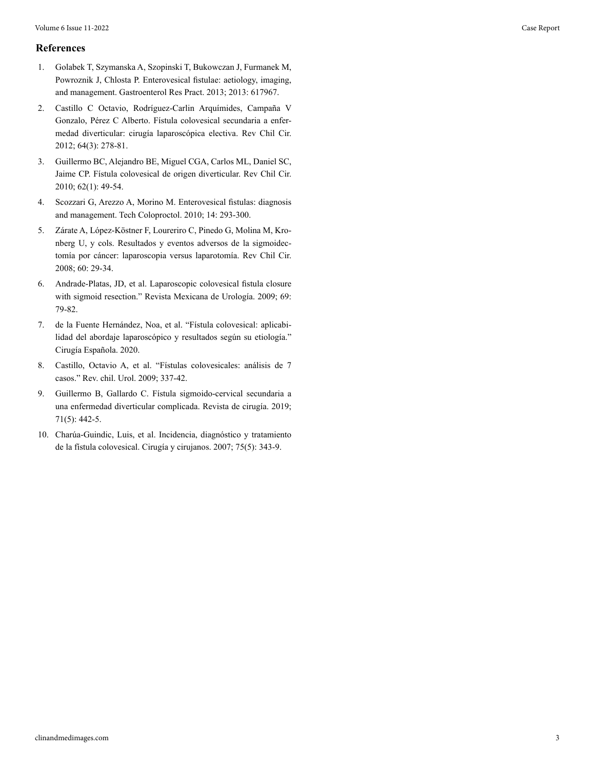## References

1. Golabek T, Szymanska A, Szopinski T, Bukowczan J, Furmanek M, Powroznik J, Chlosta P. Enterovesical fistulae: aetiology, imaging, and management. Gastroenterol Res Pract. 2013; 2013: 617967.
2. Castillo C Octavio, Rodríguez-Carlin Arquímides, Campaña V Gonzalo, Pérez C Alberto. Fístula colovesical secundaria a enfermedad diverticular: cirugía laparoscópica electiva. Rev Chil Cir. 2012; 64(3): 278-81.
3. Guillermo BC, Alejandro BE, Miguel CGA, Carlos ML, Daniel SC, Jaime CP. Fístula colovesical de origen diverticular. Rev Chil Cir. 2010; 62(1): 49-54.
4. Scozzari G, Arezzo A, Morino M. Enterovesical fistulas: diagnosis and management. Tech Coloproctol. 2010; 14: 293-300.
5. Zárate A, López-Köstner F, Loureriro C, Pinedo G, Molina M, Kronberg U, y cols. Resultados y eventos adversos de la sigmoidectomía por cáncer: laparoscopia versus laparotomía. Rev Chil Cir. 2008; 60: 29-34.
6. Andrade-Platas, JD, et al. Laparoscopic colovesical fistula closure with sigmoid resection." Revista Mexicana de Urología. 2009; 69: 79-82.
7. de la Fuente Hernández, Noa, et al. "Fístula colovesical: aplicabilidad del abordaje laparoscópico y resultados según su etiología." Cirugía Española. 2020.
8. Castillo, Octavio A, et al. "Fístulas colovesicales: análisis de 7 casos." Rev. chil. Urol. 2009; 337-42.
9. Guillermo B, Gallardo C. Fístula sigmoido-cervical secundaria a una enfermedad diverticular complicada. Revista de cirugía. 2019; 71(5): 442-5.
10. Charúa-Guindic, Luis, et al. Incidencia, diagnóstico y tratamiento de la fístula colovesical. Cirugía y cirujanos. 2007; 75(5): 343-9.